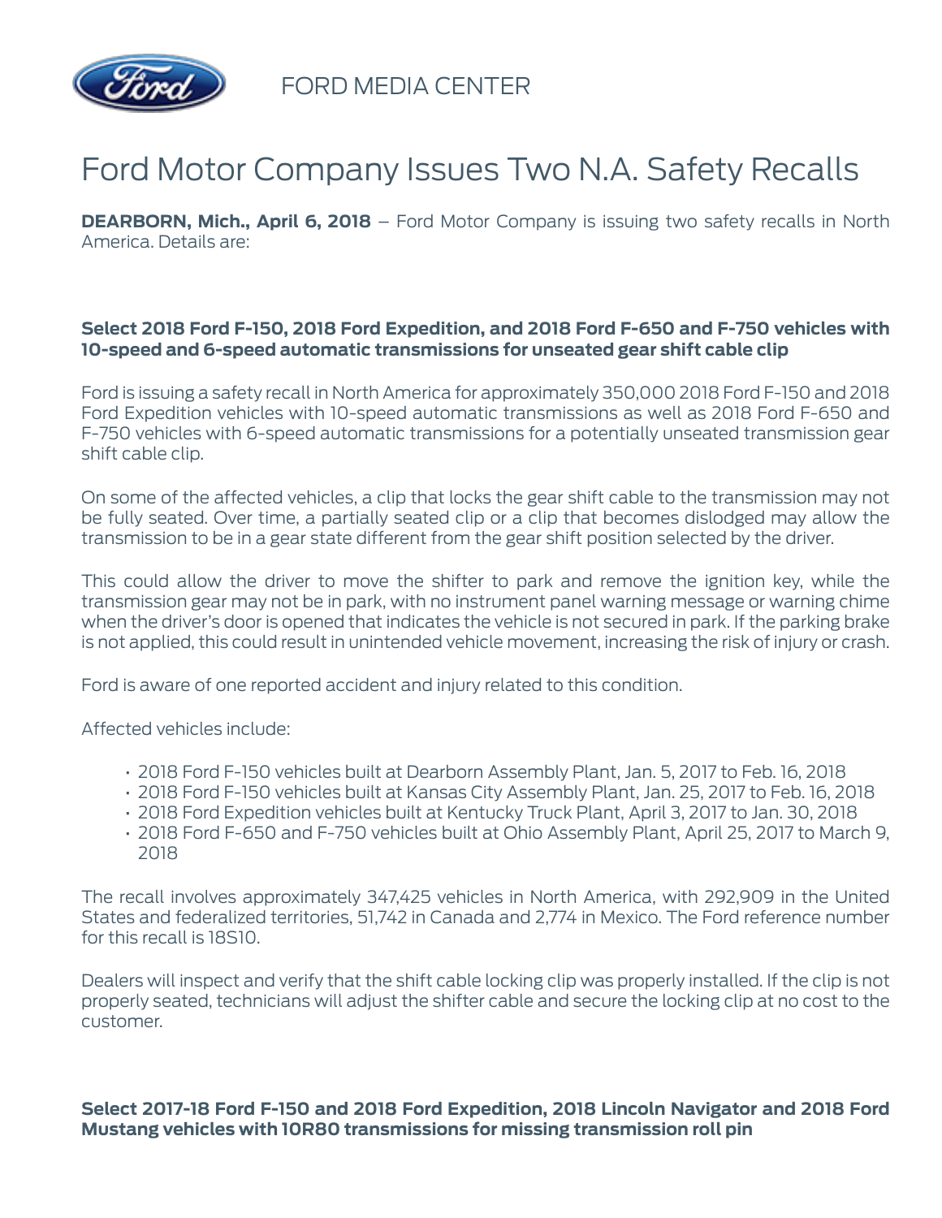FORD MEDIA CENTER

# Ford Motor Company Issues Two N.A. Safety Recalls

**DEARBORN, Mich., April 6, 2018** – Ford Motor Company is issuing two safety recalls in North America. Details are:

**Select 2018 Ford F-150, 2018 Ford Expedition, and 2018 Ford F-650 and F-750 vehicles with 10-speed and 6-speed automatic transmissions for unseated gear shift cable clip**

Ford is issuing a safety recall in North America for approximately 350,000 2018 Ford F-150 and 2018 Ford Expedition vehicles with 10-speed automatic transmissions as well as 2018 Ford F-650 and F-750 vehicles with 6-speed automatic transmissions for a potentially unseated transmission gear shift cable clip.

On some of the affected vehicles, a clip that locks the gear shift cable to the transmission may not be fully seated. Over time, a partially seated clip or a clip that becomes dislodged may allow the transmission to be in a gear state different from the gear shift position selected by the driver.

This could allow the driver to move the shifter to park and remove the ignition key, while the transmission gear may not be in park, with no instrument panel warning message or warning chime when the driver's door is opened that indicates the vehicle is not secured in park. If the parking brake is not applied, this could result in unintended vehicle movement, increasing the risk of injury or crash.

Ford is aware of one reported accident and injury related to this condition.

Affected vehicles include:

- 2018 Ford F-150 vehicles built at Dearborn Assembly Plant, Jan. 5, 2017 to Feb. 16, 2018
- 2018 Ford F-150 vehicles built at Kansas City Assembly Plant, Jan. 25, 2017 to Feb. 16, 2018
- 2018 Ford Expedition vehicles built at Kentucky Truck Plant, April 3, 2017 to Jan. 30, 2018
- 2018 Ford F-650 and F-750 vehicles built at Ohio Assembly Plant, April 25, 2017 to March 9, 2018

The recall involves approximately 347,425 vehicles in North America, with 292,909 in the United States and federalized territories, 51,742 in Canada and 2,774 in Mexico. The Ford reference number for this recall is 18S10.

Dealers will inspect and verify that the shift cable locking clip was properly installed. If the clip is not properly seated, technicians will adjust the shifter cable and secure the locking clip at no cost to the customer.

**Select 2017-18 Ford F-150 and 2018 Ford Expedition, 2018 Lincoln Navigator and 2018 Ford Mustang vehicles with 10R80 transmissions for missing transmission roll pin**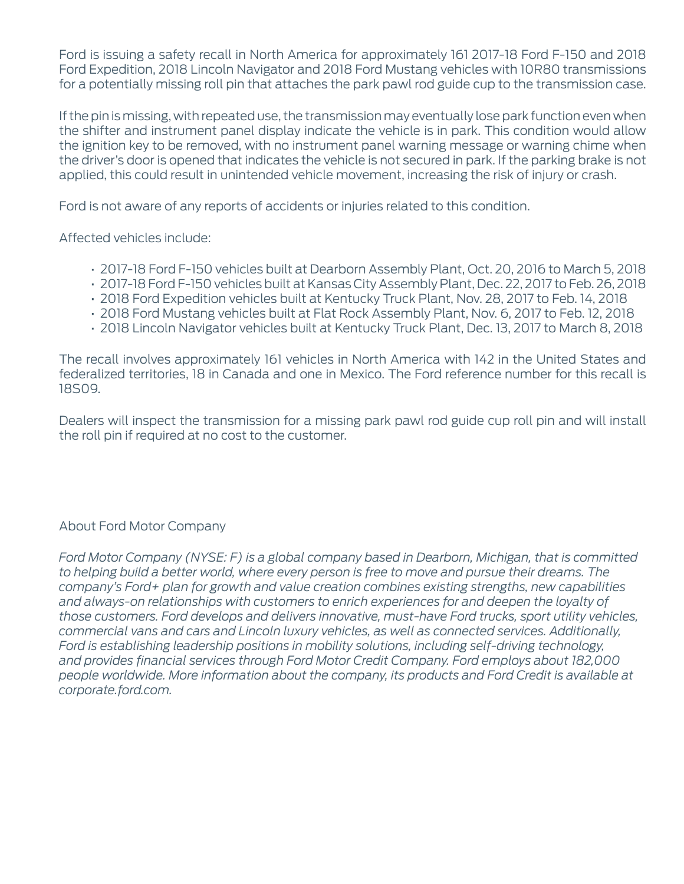Ford is issuing a safety recall in North America for approximately 161 2017-18 Ford F-150 and 2018 Ford Expedition, 2018 Lincoln Navigator and 2018 Ford Mustang vehicles with 10R80 transmissions for a potentially missing roll pin that attaches the park pawl rod guide cup to the transmission case.

If the pin is missing, with repeated use, the transmission may eventually lose park function even when the shifter and instrument panel display indicate the vehicle is in park. This condition would allow the ignition key to be removed, with no instrument panel warning message or warning chime when the driver's door is opened that indicates the vehicle is not secured in park. If the parking brake is not applied, this could result in unintended vehicle movement, increasing the risk of injury or crash.

Ford is not aware of any reports of accidents or injuries related to this condition.

Affected vehicles include:

- 2017-18 Ford F-150 vehicles built at Dearborn Assembly Plant, Oct. 20, 2016 to March 5, 2018
- 2017-18 Ford F-150 vehicles built at Kansas City Assembly Plant, Dec. 22, 2017 to Feb. 26, 2018
- 2018 Ford Expedition vehicles built at Kentucky Truck Plant, Nov. 28, 2017 to Feb. 14, 2018
- 2018 Ford Mustang vehicles built at Flat Rock Assembly Plant, Nov. 6, 2017 to Feb. 12, 2018
- 2018 Lincoln Navigator vehicles built at Kentucky Truck Plant, Dec. 13, 2017 to March 8, 2018

The recall involves approximately 161 vehicles in North America with 142 in the United States and federalized territories, 18 in Canada and one in Mexico. The Ford reference number for this recall is 18S09.

Dealers will inspect the transmission for a missing park pawl rod guide cup roll pin and will install the roll pin if required at no cost to the customer.

About Ford Motor Company

*Ford Motor Company (NYSE: F) is a global company based in Dearborn, Michigan, that is committed to helping build a better world, where every person is free to move and pursue their dreams. The company's Ford+ plan for growth and value creation combines existing strengths, new capabilities and always-on relationships with customers to enrich experiences for and deepen the loyalty of those customers. Ford develops and delivers innovative, must-have Ford trucks, sport utility vehicles, commercial vans and cars and Lincoln luxury vehicles, as well as connected services. Additionally, Ford is establishing leadership positions in mobility solutions, including self-driving technology, and provides financial services through Ford Motor Credit Company. Ford employs about 182,000 people worldwide. More information about the company, its products and Ford Credit is available at corporate.ford.com.*